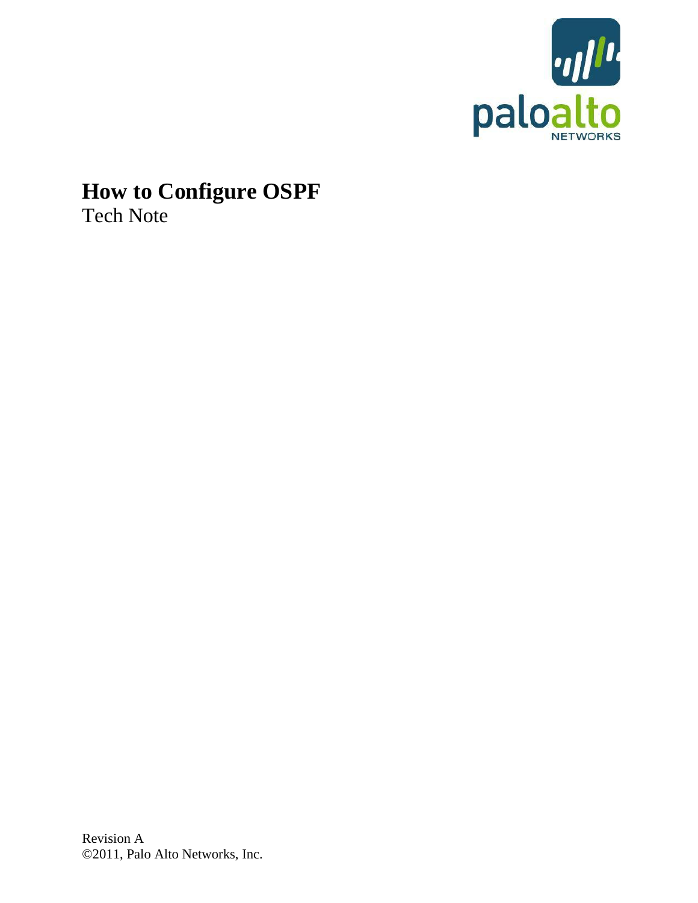# How to Configure OSPF

Tech Note

Revision A

©2011, Palo Alto Networks, Inc.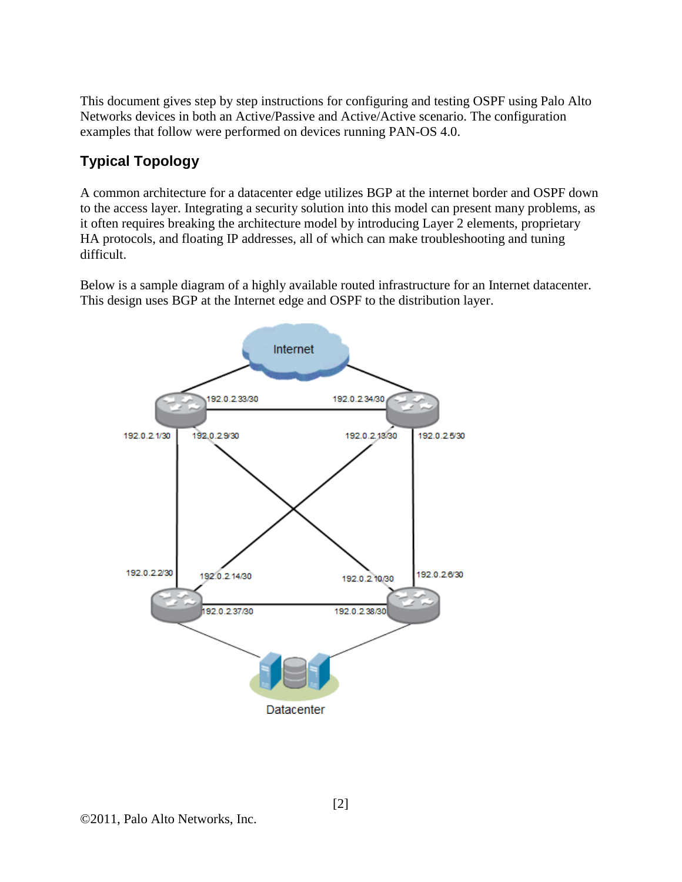This document gives step by step instructions for configuring and testing OSPF using Palo Alto Networks devices in both an Active/Passive and Active/Active scenario. The configuration examples that follow were performed on devices running PAN-OS 4.0.

## Typical Topology

A common architecture for a datacenter edge utilizes BGP at the internet border and OSPF down to the access layer. Integrating a security solution into this model can present many problems, as it often requires breaking the architecture model by introducing Layer 2 elements, proprietary HA protocols, and floating IP addresses, all of which can make troubleshooting and tuning difficult.

Below is a sample diagram of a highly available routed infrastructure for an Internet datacenter. This design uses BGP at the Internet edge and OSPF to the distribution layer.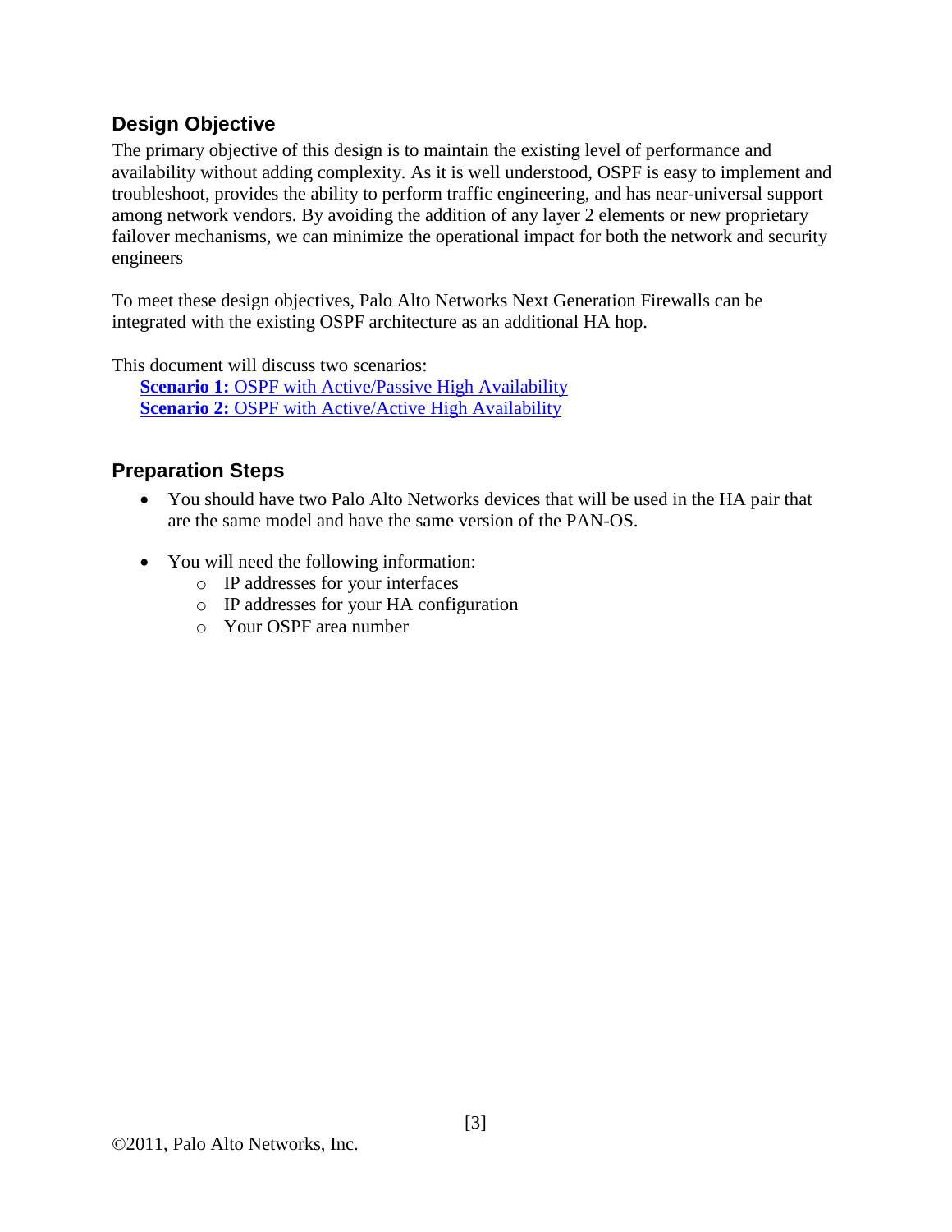## Design Objective

The primary objective of this design is to maintain the existing level of performance and availability without adding complexity. As it is well understood, OSPF is easy to implement and troubleshoot, provides the ability to perform traffic engineering, and has near-universal support among network vendors. By avoiding the addition of any layer 2 elements or new proprietary failover mechanisms, we can minimize the operational impact for both the network and security engineers

To meet these design objectives, Palo Alto Networks Next Generation Firewalls can be integrated with the existing OSPF architecture as an additional HA hop.

This document will discuss two scenarios:

**Scenario 1:** OSPF with Active/Passive High Availability
**Scenario 2:** OSPF with Active/Active High Availability

## Preparation Steps

- You should have two Palo Alto Networks devices that will be used in the HA pair that are the same model and have the same version of the PAN-OS.

- You will need the following information:
  - IP addresses for your interfaces
  - IP addresses for your HA configuration
  - Your OSPF area number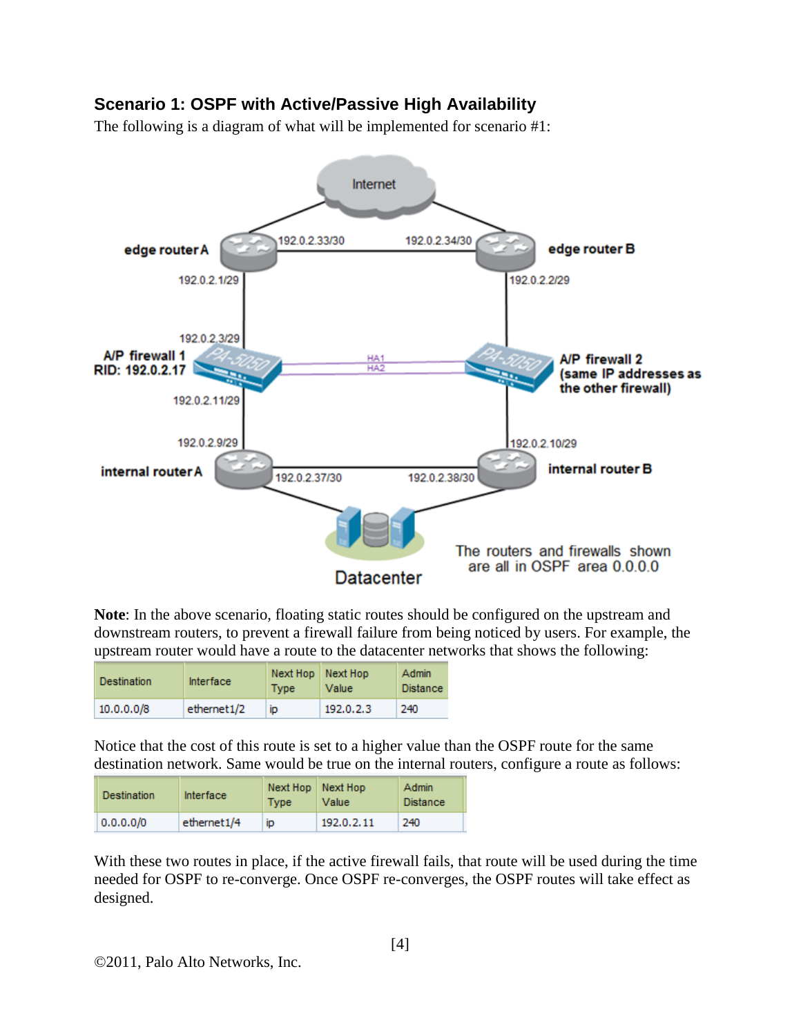### Scenario 1: OSPF with Active/Passive High Availability

The following is a diagram of what will be implemented for scenario #1:

**Note**: In the above scenario, floating static routes should be configured on the upstream and downstream routers, to prevent a firewall failure from being noticed by users. For example, the upstream router would have a route to the datacenter networks that shows the following:

| Destination | Interface | Next Hop Type | Next Hop Value | Admin Distance |
|---|---|---|---|---|
| 10.0.0.0/8 | ethernet1/2 | ip | 192.0.2.3 | 240 |

Notice that the cost of this route is set to a higher value than the OSPF route for the same destination network. Same would be true on the internal routers, configure a route as follows:

| Destination | Interface | Next Hop Type | Next Hop Value | Admin Distance |
|---|---|---|---|---|
| 0.0.0.0/0 | ethernet1/4 | ip | 192.0.2.11 | 240 |

With these two routes in place, if the active firewall fails, that route will be used during the time needed for OSPF to re-converge. Once OSPF re-converges, the OSPF routes will take effect as designed.

©2011, Palo Alto Networks, Inc.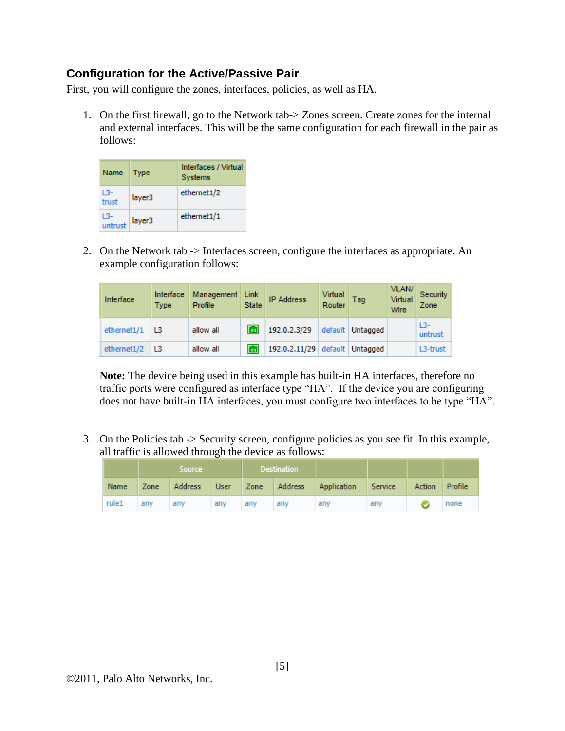## Configuration for the Active/Passive Pair

First, you will configure the zones, interfaces, policies, as well as HA.

1. On the first firewall, go to the Network tab-> Zones screen. Create zones for the internal and external interfaces. This will be the same configuration for each firewall in the pair as follows:

| Name | Type | Interfaces / Virtual Systems |
| --- | --- | --- |
| L3-trust | layer3 | ethernet1/2 |
| L3-untrust | layer3 | ethernet1/1 |

2. On the Network tab -> Interfaces screen, configure the interfaces as appropriate. An example configuration follows:

| Interface | Interface Type | Management Profile | Link State | IP Address | Virtual Router | Tag | VLAN/ Virtual Wire | Security Zone |
| --- | --- | --- | --- | --- | --- | --- | --- | --- |
| ethernet1/1 | L3 | allow all | | 192.0.2.3/29 | default | Untagged | | L3-untrust |
| ethernet1/2 | L3 | allow all | | 192.0.2.11/29 | default | Untagged | | L3-trust |

   **Note:** The device being used in this example has built-in HA interfaces, therefore no traffic ports were configured as interface type "HA". If the device you are configuring does not have built-in HA interfaces, you must configure two interfaces to be type "HA".

3. On the Policies tab -> Security screen, configure policies as you see fit. In this example, all traffic is allowed through the device as follows:

| | Source | | | Destination | | | | | |
| --- | --- | --- | --- | --- | --- | --- | --- | --- | --- |
| Name | Zone | Address | User | Zone | Address | Application | Service | Action | Profile |
| rule1 | any | any | any | any | any | any | any | | none |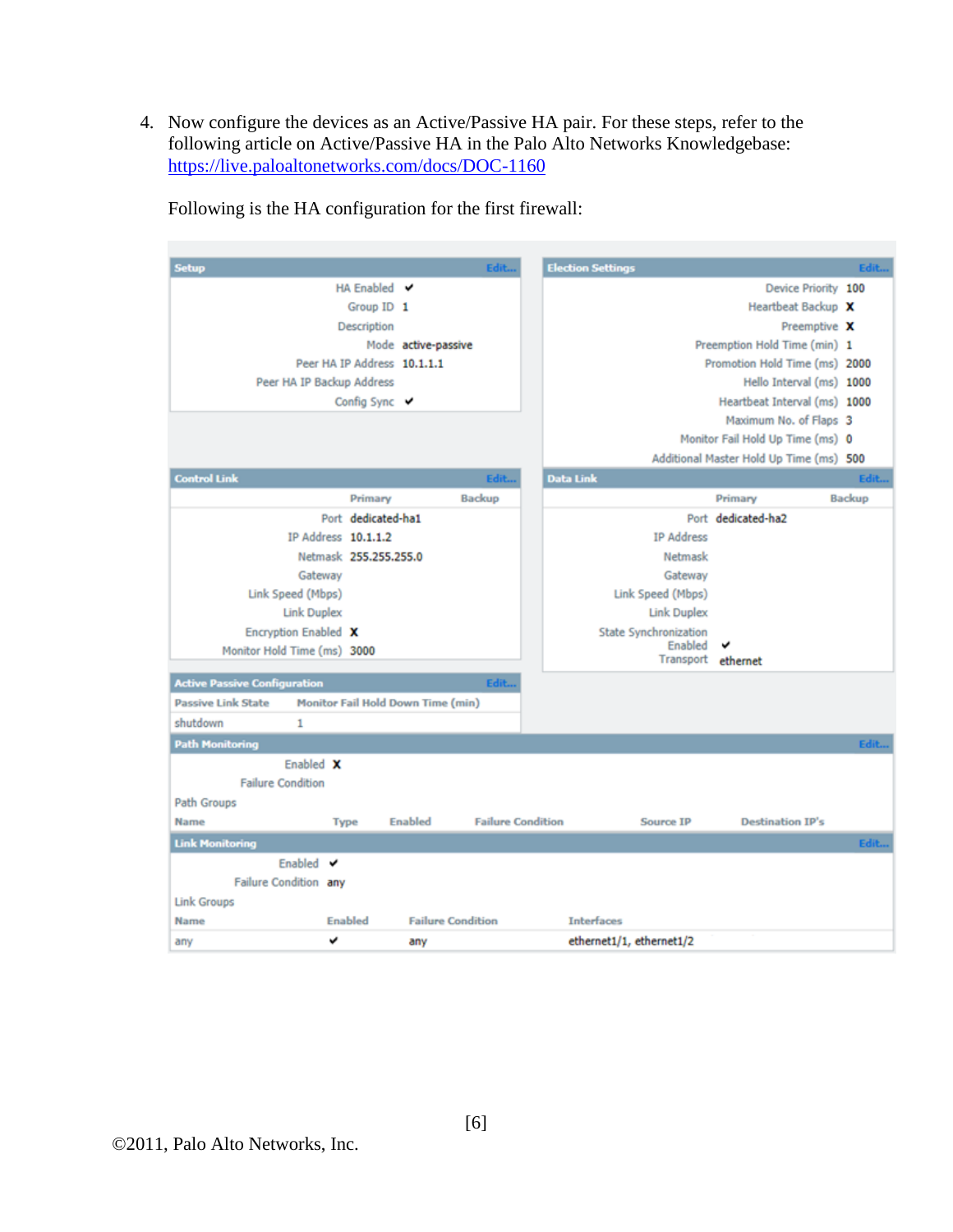4. Now configure the devices as an Active/Passive HA pair. For these steps, refer to the following article on Active/Passive HA in the Palo Alto Networks Knowledgebase: https://live.paloaltonetworks.com/docs/DOC-1160

Following is the HA configuration for the first firewall:

**Setup**

| | |
|---|---|
| HA Enabled | ✔ |
| Group ID | 1 |
| Description | |
| Mode | active-passive |
| Peer HA IP Address | 10.1.1.1 |
| Peer HA IP Backup Address | |
| Config Sync | ✔ |

**Election Settings**

| | |
|---|---|
| Device Priority | 100 |
| Heartbeat Backup | X |
| Preemptive | X |
| Preemption Hold Time (min) | 1 |
| Promotion Hold Time (ms) | 2000 |
| Hello Interval (ms) | 1000 |
| Heartbeat Interval (ms) | 1000 |
| Maximum No. of Flaps | 3 |
| Monitor Fail Hold Up Time (ms) | 0 |
| Additional Master Hold Up Time (ms) | 500 |

**Control Link**

| | Primary | Backup |
|---|---|---|
| Port | dedicated-ha1 | |
| IP Address | 10.1.1.2 | |
| Netmask | 255.255.255.0 | |
| Gateway | | |
| Link Speed (Mbps) | | |
| Link Duplex | | |
| Encryption Enabled | X | |
| Monitor Hold Time (ms) | 3000 | |

**Data Link**

| | Primary | Backup |
|---|---|---|
| Port | dedicated-ha2 | |
| IP Address | | |
| Netmask | | |
| Gateway | | |
| Link Speed (Mbps) | | |
| Link Duplex | | |
| State Synchronization Enabled | ✔ | |
| Transport | ethernet | |

**Active Passive Configuration**

| Passive Link State | Monitor Fail Hold Down Time (min) |
|---|---|
| shutdown | 1 |

**Path Monitoring**

Enabled X

Failure Condition

Path Groups

| Name | Type | Enabled | Failure Condition | Source IP | Destination IP's |
|---|---|---|---|---|---|

**Link Monitoring**

Enabled ✔

Failure Condition any

Link Groups

| Name | Enabled | Failure Condition | Interfaces |
|---|---|---|---|
| any | ✔ | any | ethernet1/1, ethernet1/2 |

©2011, Palo Alto Networks, Inc.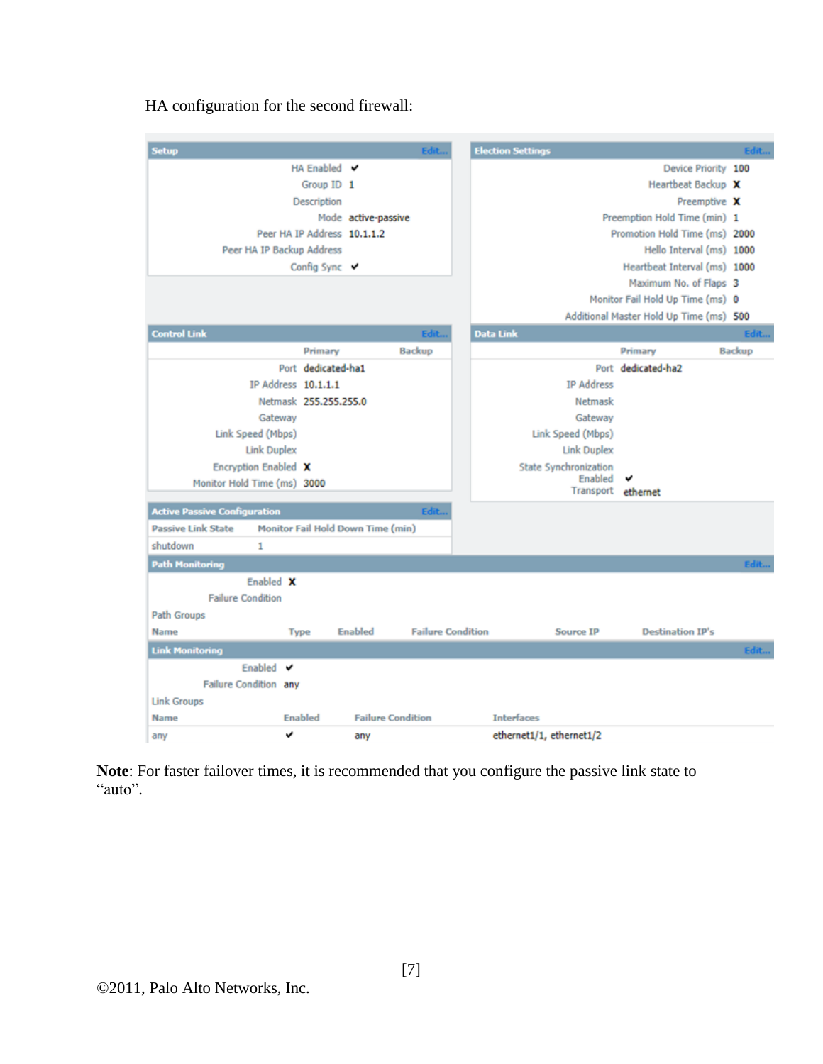HA configuration for the second firewall:

**Setup**

| Setting | Value |
|---|---|
| HA Enabled | ✔ |
| Group ID | 1 |
| Description | |
| Mode | active-passive |
| Peer HA IP Address | 10.1.1.2 |
| Peer HA IP Backup Address | |
| Config Sync | ✔ |

**Election Settings**

| Setting | Value |
|---|---|
| Device Priority | 100 |
| Heartbeat Backup | X |
| Preemptive | X |
| Preemption Hold Time (min) | 1 |
| Promotion Hold Time (ms) | 2000 |
| Hello Interval (ms) | 1000 |
| Heartbeat Interval (ms) | 1000 |
| Maximum No. of Flaps | 3 |
| Monitor Fail Hold Up Time (ms) | 0 |
| Additional Master Hold Up Time (ms) | 500 |

**Control Link**

| | Primary | Backup |
|---|---|---|
| Port | dedicated-ha1 | |
| IP Address | 10.1.1.1 | |
| Netmask | 255.255.255.0 | |
| Gateway | | |
| Link Speed (Mbps) | | |
| Link Duplex | | |
| Encryption Enabled | X | |
| Monitor Hold Time (ms) | 3000 | |

**Data Link**

| | Primary | Backup |
|---|---|---|
| Port | dedicated-ha2 | |
| IP Address | | |
| Netmask | | |
| Gateway | | |
| Link Speed (Mbps) | | |
| Link Duplex | | |
| State Synchronization Enabled | ✔ | |
| Transport | ethernet | |

**Active Passive Configuration**

| Passive Link State | Monitor Fail Hold Down Time (min) |
|---|---|
| shutdown | 1 |

**Path Monitoring**

Enabled: X

Failure Condition:

Path Groups

| Name | Type | Enabled | Failure Condition | Source IP | Destination IP's |
|---|---|---|---|---|---|

**Link Monitoring**

Enabled: ✔

Failure Condition: any

Link Groups

| Name | Enabled | Failure Condition | Interfaces |
|---|---|---|---|
| any | ✔ | any | ethernet1/1, ethernet1/2 |

**Note**: For faster failover times, it is recommended that you configure the passive link state to "auto".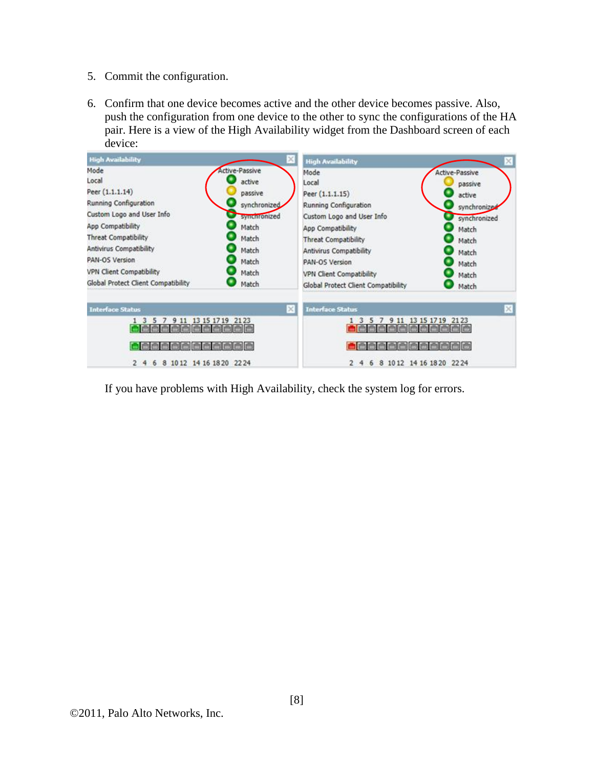5. Commit the configuration.

6. Confirm that one device becomes active and the other device becomes passive. Also, push the configuration from one device to the other to sync the configurations of the HA pair. Here is a view of the High Availability widget from the Dashboard screen of each device:

   If you have problems with High Availability, check the system log for errors.

©2011, Palo Alto Networks, Inc.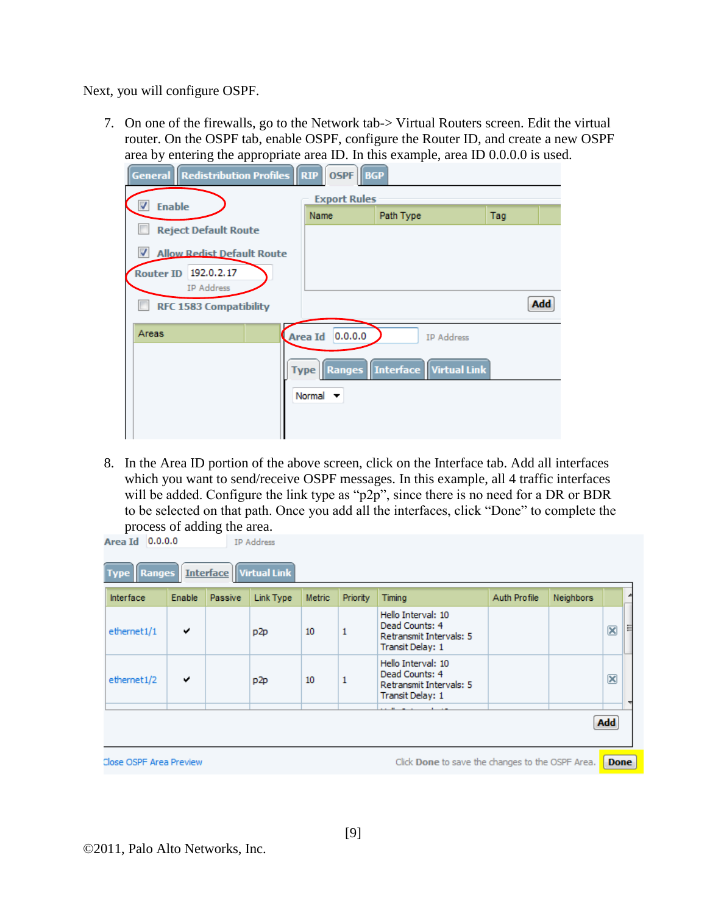Next, you will configure OSPF.

7. On one of the firewalls, go to the Network tab-> Virtual Routers screen. Edit the virtual router. On the OSPF tab, enable OSPF, configure the Router ID, and create a new OSPF area by entering the appropriate area ID. In this example, area ID 0.0.0.0 is used.

8. In the Area ID portion of the above screen, click on the Interface tab. Add all interfaces which you want to send/receive OSPF messages. In this example, all 4 traffic interfaces will be added. Configure the link type as "p2p", since there is no need for a DR or BDR to be selected on that path. Once you add all the interfaces, click "Done" to complete the process of adding the area.

©2011, Palo Alto Networks, Inc.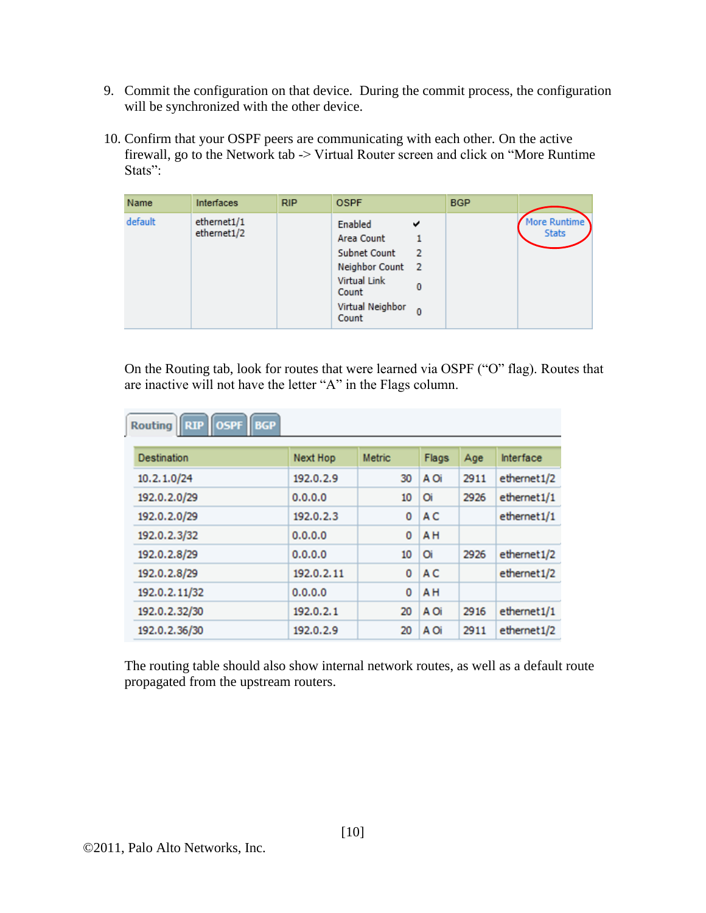9. Commit the configuration on that device. During the commit process, the configuration will be synchronized with the other device.

10. Confirm that your OSPF peers are communicating with each other. On the active firewall, go to the Network tab -> Virtual Router screen and click on "More Runtime Stats":

| Name | Interfaces | RIP | OSPF | BGP | |
|---|---|---|---|---|---|
| default | ethernet1/1<br>ethernet1/2 | | Enabled ✔<br>Area Count 1<br>Subnet Count 2<br>Neighbor Count 2<br>Virtual Link Count 0<br>Virtual Neighbor Count 0 | | More Runtime Stats |

On the Routing tab, look for routes that were learned via OSPF ("O" flag). Routes that are inactive will not have the letter "A" in the Flags column.

Routing | RIP | OSPF | BGP

| Destination | Next Hop | Metric | Flags | Age | Interface |
|---|---|---|---|---|---|
| 10.2.1.0/24 | 192.0.2.9 | 30 | A Oi | 2911 | ethernet1/2 |
| 192.0.2.0/29 | 0.0.0.0 | 10 | Oi | 2926 | ethernet1/1 |
| 192.0.2.0/29 | 192.0.2.3 | 0 | A C | | ethernet1/1 |
| 192.0.2.3/32 | 0.0.0.0 | 0 | A H | | |
| 192.0.2.8/29 | 0.0.0.0 | 10 | Oi | 2926 | ethernet1/2 |
| 192.0.2.8/29 | 192.0.2.11 | 0 | A C | | ethernet1/2 |
| 192.0.2.11/32 | 0.0.0.0 | 0 | A H | | |
| 192.0.2.32/30 | 192.0.2.1 | 20 | A Oi | 2916 | ethernet1/1 |
| 192.0.2.36/30 | 192.0.2.9 | 20 | A Oi | 2911 | ethernet1/2 |

The routing table should also show internal network routes, as well as a default route propagated from the upstream routers.

©2011, Palo Alto Networks, Inc.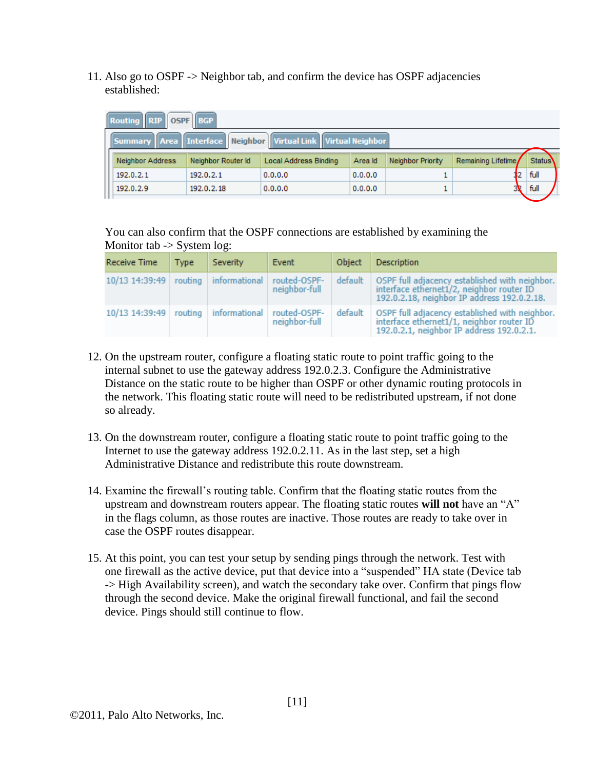11. Also go to OSPF -> Neighbor tab, and confirm the device has OSPF adjacencies established:

| Neighbor Address | Neighbor Router Id | Local Address Binding | Area Id | Neighbor Priority | Remaining Lifetime | Status |
|---|---|---|---|---|---|---|
| 192.0.2.1 | 192.0.2.1 | 0.0.0.0 | 0.0.0.0 | 1 | 32 | full |
| 192.0.2.9 | 192.0.2.18 | 0.0.0.0 | 0.0.0.0 | 1 | 32 | full |

You can also confirm that the OSPF connections are established by examining the Monitor tab -> System log:

| Receive Time | Type | Severity | Event | Object | Description |
|---|---|---|---|---|---|
| 10/13 14:39:49 | routing | informational | routed-OSPF-neighbor-full | default | OSPF full adjacency established with neighbor. interface ethernet1/2, neighbor router ID 192.0.2.18, neighbor IP address 192.0.2.18. |
| 10/13 14:39:49 | routing | informational | routed-OSPF-neighbor-full | default | OSPF full adjacency established with neighbor. interface ethernet1/1, neighbor router ID 192.0.2.1, neighbor IP address 192.0.2.1. |

12. On the upstream router, configure a floating static route to point traffic going to the internal subnet to use the gateway address 192.0.2.3. Configure the Administrative Distance on the static route to be higher than OSPF or other dynamic routing protocols in the network. This floating static route will need to be redistributed upstream, if not done so already.

13. On the downstream router, configure a floating static route to point traffic going to the Internet to use the gateway address 192.0.2.11. As in the last step, set a high Administrative Distance and redistribute this route downstream.

14. Examine the firewall's routing table. Confirm that the floating static routes from the upstream and downstream routers appear. The floating static routes **will not** have an "A" in the flags column, as those routes are inactive. Those routes are ready to take over in case the OSPF routes disappear.

15. At this point, you can test your setup by sending pings through the network. Test with one firewall as the active device, put that device into a "suspended" HA state (Device tab -> High Availability screen), and watch the secondary take over. Confirm that pings flow through the second device. Make the original firewall functional, and fail the second device. Pings should still continue to flow.

©2011, Palo Alto Networks, Inc.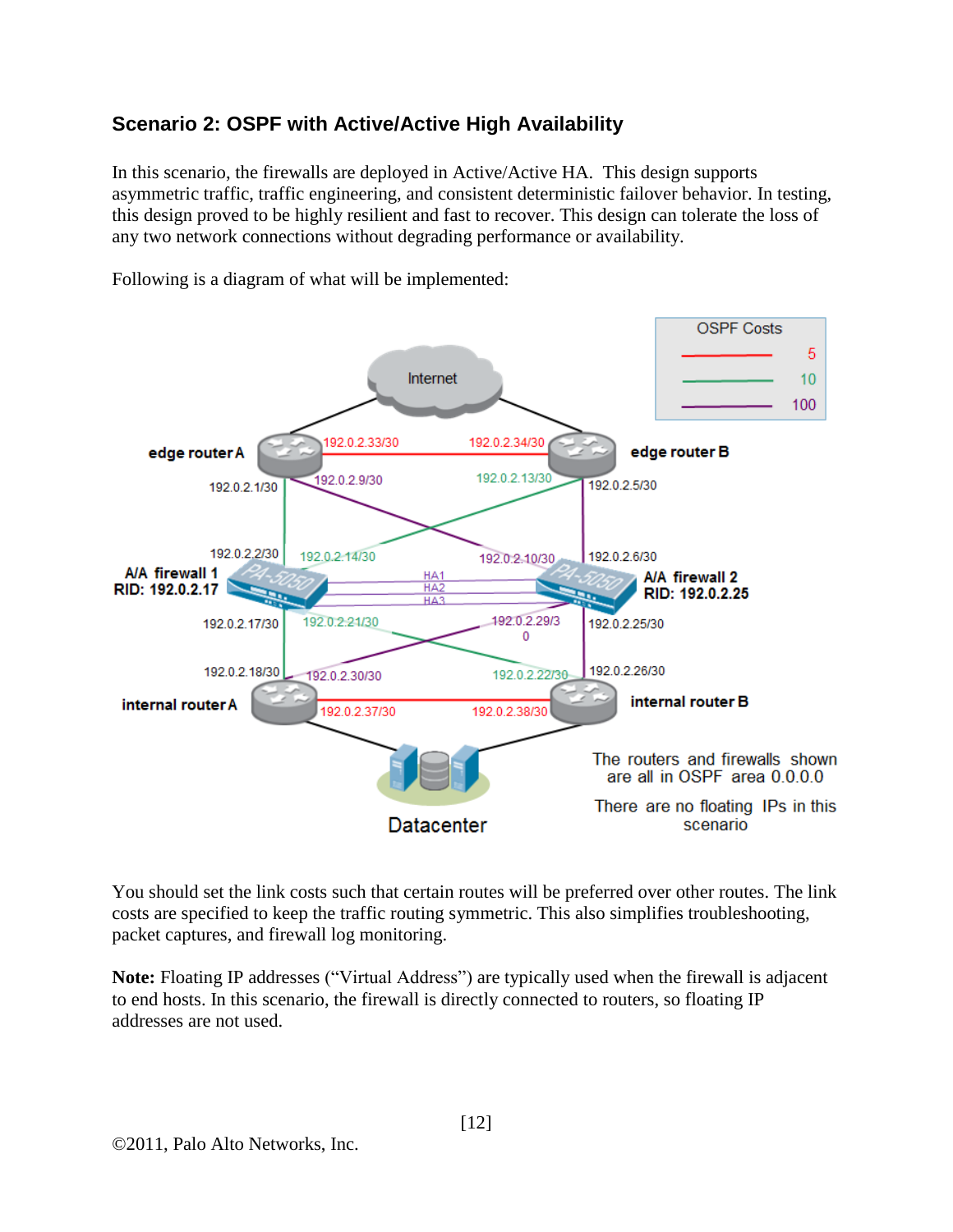### Scenario 2: OSPF with Active/Active High Availability

In this scenario, the firewalls are deployed in Active/Active HA. This design supports asymmetric traffic, traffic engineering, and consistent deterministic failover behavior. In testing, this design proved to be highly resilient and fast to recover. This design can tolerate the loss of any two network connections without degrading performance or availability.

Following is a diagram of what will be implemented:

You should set the link costs such that certain routes will be preferred over other routes. The link costs are specified to keep the traffic routing symmetric. This also simplifies troubleshooting, packet captures, and firewall log monitoring.

**Note:** Floating IP addresses ("Virtual Address") are typically used when the firewall is adjacent to end hosts. In this scenario, the firewall is directly connected to routers, so floating IP addresses are not used.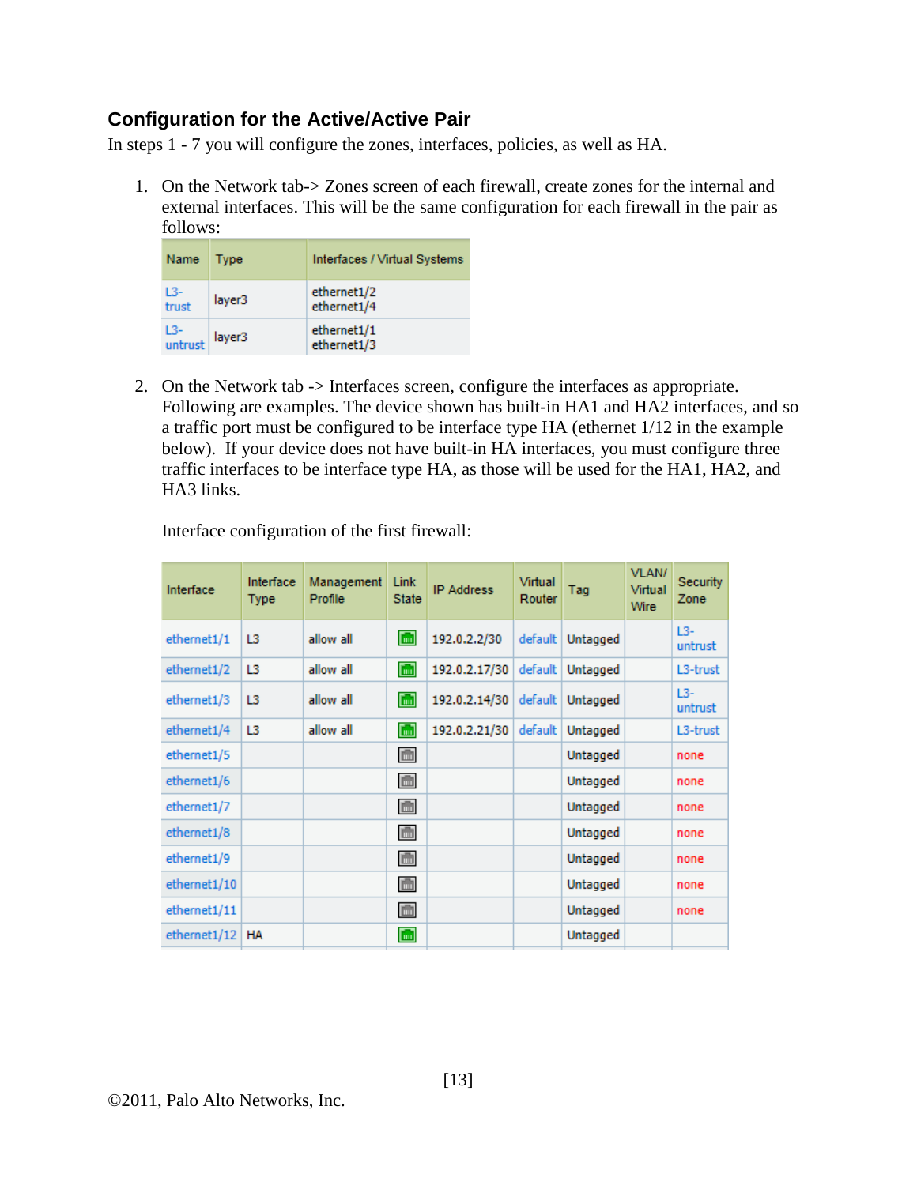### Configuration for the Active/Active Pair

In steps 1 - 7 you will configure the zones, interfaces, policies, as well as HA.

1. On the Network tab-> Zones screen of each firewall, create zones for the internal and external interfaces. This will be the same configuration for each firewall in the pair as follows:

| Name | Type | Interfaces / Virtual Systems |
|---|---|---|
| L3-trust | layer3 | ethernet1/2<br>ethernet1/4 |
| L3-untrust | layer3 | ethernet1/1<br>ethernet1/3 |

2. On the Network tab -> Interfaces screen, configure the interfaces as appropriate. Following are examples. The device shown has built-in HA1 and HA2 interfaces, and so a traffic port must be configured to be interface type HA (ethernet 1/12 in the example below). If your device does not have built-in HA interfaces, you must configure three traffic interfaces to be interface type HA, as those will be used for the HA1, HA2, and HA3 links.

   Interface configuration of the first firewall:

| Interface | Interface Type | Management Profile | Link State | IP Address | Virtual Router | Tag | VLAN/ Virtual Wire | Security Zone |
|---|---|---|---|---|---|---|---|---|
| ethernet1/1 | L3 | allow all | | 192.0.2.2/30 | default | Untagged | | L3-untrust |
| ethernet1/2 | L3 | allow all | | 192.0.2.17/30 | default | Untagged | | L3-trust |
| ethernet1/3 | L3 | allow all | | 192.0.2.14/30 | default | Untagged | | L3-untrust |
| ethernet1/4 | L3 | allow all | | 192.0.2.21/30 | default | Untagged | | L3-trust |
| ethernet1/5 | | | | | | Untagged | | none |
| ethernet1/6 | | | | | | Untagged | | none |
| ethernet1/7 | | | | | | Untagged | | none |
| ethernet1/8 | | | | | | Untagged | | none |
| ethernet1/9 | | | | | | Untagged | | none |
| ethernet1/10 | | | | | | Untagged | | none |
| ethernet1/11 | | | | | | Untagged | | none |
| ethernet1/12 | HA | | | | | Untagged | | |

©2011, Palo Alto Networks, Inc.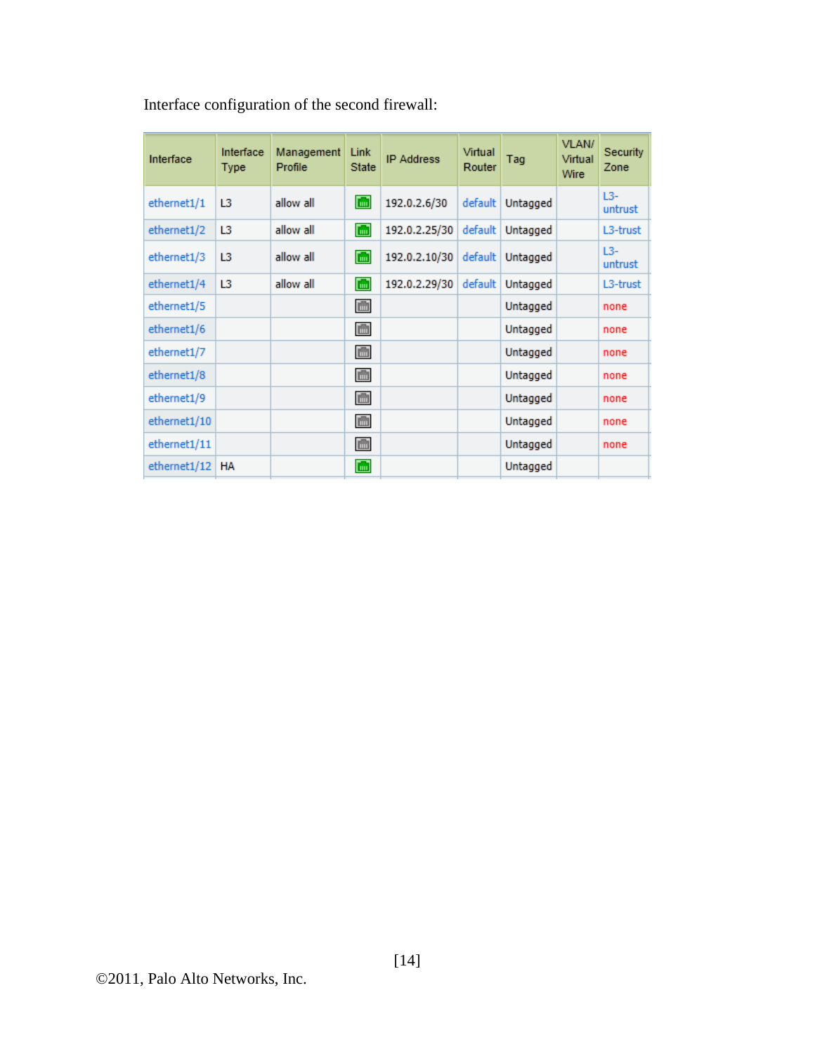Interface configuration of the second firewall:

| Interface | Interface Type | Management Profile | Link State | IP Address | Virtual Router | Tag | VLAN/ Virtual Wire | Security Zone |
|---|---|---|---|---|---|---|---|---|
| ethernet1/1 | L3 | allow all | | 192.0.2.6/30 | default | Untagged | | L3-untrust |
| ethernet1/2 | L3 | allow all | | 192.0.2.25/30 | default | Untagged | | L3-trust |
| ethernet1/3 | L3 | allow all | | 192.0.2.10/30 | default | Untagged | | L3-untrust |
| ethernet1/4 | L3 | allow all | | 192.0.2.29/30 | default | Untagged | | L3-trust |
| ethernet1/5 | | | | | | Untagged | | none |
| ethernet1/6 | | | | | | Untagged | | none |
| ethernet1/7 | | | | | | Untagged | | none |
| ethernet1/8 | | | | | | Untagged | | none |
| ethernet1/9 | | | | | | Untagged | | none |
| ethernet1/10 | | | | | | Untagged | | none |
| ethernet1/11 | | | | | | Untagged | | none |
| ethernet1/12 | HA | | | | | Untagged | | |

©2011, Palo Alto Networks, Inc.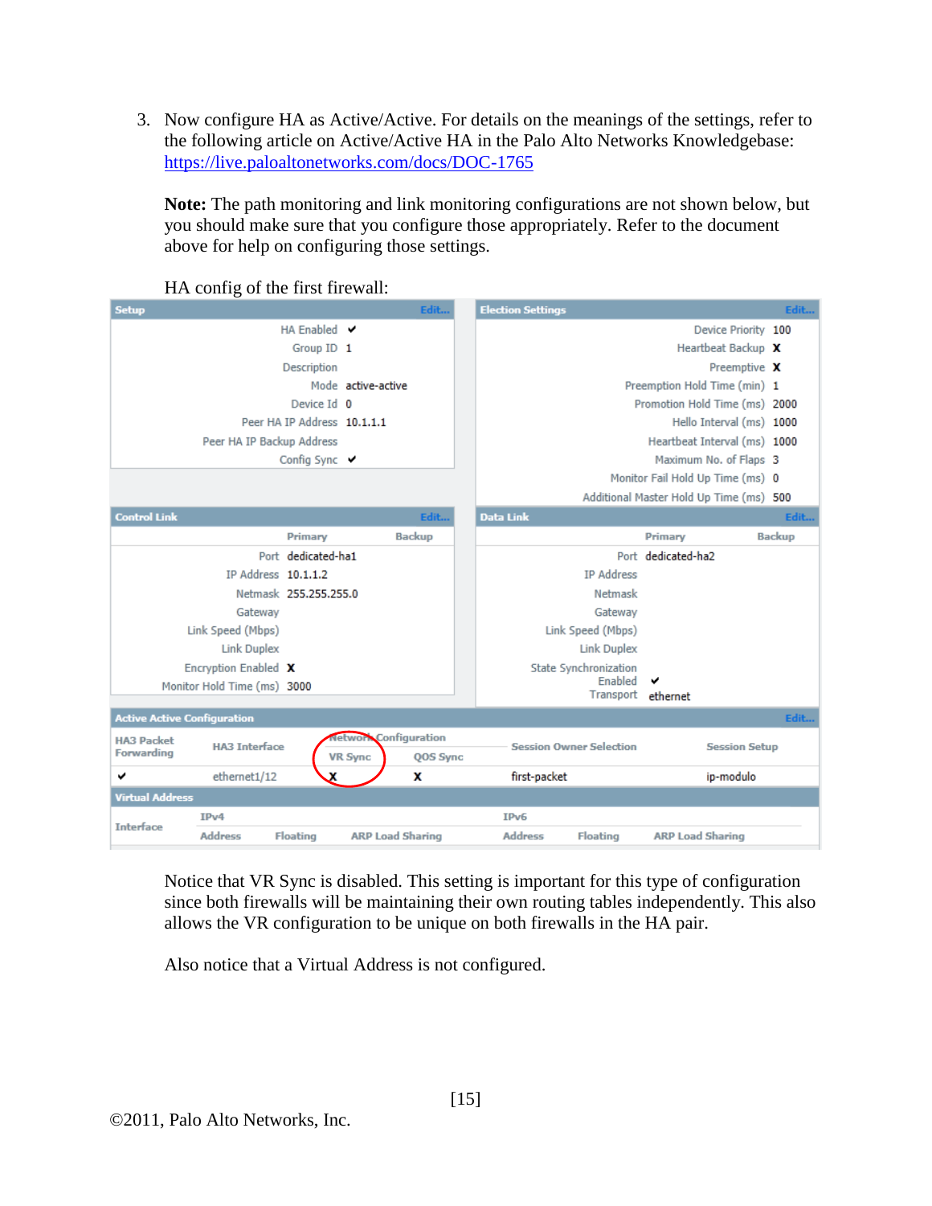3. Now configure HA as Active/Active. For details on the meanings of the settings, refer to the following article on Active/Active HA in the Palo Alto Networks Knowledgebase: https://live.paloaltonetworks.com/docs/DOC-1765

   **Note:** The path monitoring and link monitoring configurations are not shown below, but you should make sure that you configure those appropriately. Refer to the document above for help on configuring those settings.

   HA config of the first firewall:

   **Setup**

   | Setting | Value |
   |---|---|
   | HA Enabled | ✔ |
   | Group ID | 1 |
   | Description | |
   | Mode | active-active |
   | Device Id | 0 |
   | Peer HA IP Address | 10.1.1.1 |
   | Peer HA IP Backup Address | |
   | Config Sync | ✔ |

   **Election Settings**

   | Setting | Value |
   |---|---|
   | Device Priority | 100 |
   | Heartbeat Backup | X |
   | Preemptive | X |
   | Preemption Hold Time (min) | 1 |
   | Promotion Hold Time (ms) | 2000 |
   | Hello Interval (ms) | 1000 |
   | Heartbeat Interval (ms) | 1000 |
   | Maximum No. of Flaps | 3 |
   | Monitor Fail Hold Up Time (ms) | 0 |
   | Additional Master Hold Up Time (ms) | 500 |

   **Control Link**

   | | Primary | Backup |
   |---|---|---|
   | Port | dedicated-ha1 | |
   | IP Address | 10.1.1.2 | |
   | Netmask | 255.255.255.0 | |
   | Gateway | | |
   | Link Speed (Mbps) | | |
   | Link Duplex | | |
   | Encryption Enabled | X | |
   | Monitor Hold Time (ms) | 3000 | |

   **Data Link**

   | | Primary | Backup |
   |---|---|---|
   | Port | dedicated-ha2 | |
   | IP Address | | |
   | Netmask | | |
   | Gateway | | |
   | Link Speed (Mbps) | | |
   | Link Duplex | | |
   | State Synchronization Enabled | ✔ | |
   | Transport | ethernet | |

   **Active Active Configuration**

   | HA3 Packet Forwarding | HA3 Interface | Network Configuration | | Session Owner Selection | Session Setup |
   |---|---|---|---|---|---|
   | | | VR Sync | QOS Sync | | |
   | ✔ | ethernet1/12 | X | X | first-packet | ip-modulo |

   **Virtual Address**

   | Interface | IPv4 | | | IPv6 | | |
   |---|---|---|---|---|---|---|
   | | Address | Floating | ARP Load Sharing | Address | Floating | ARP Load Sharing |

   Notice that VR Sync is disabled. This setting is important for this type of configuration since both firewalls will be maintaining their own routing tables independently. This also allows the VR configuration to be unique on both firewalls in the HA pair.

   Also notice that a Virtual Address is not configured.

©2011, Palo Alto Networks, Inc.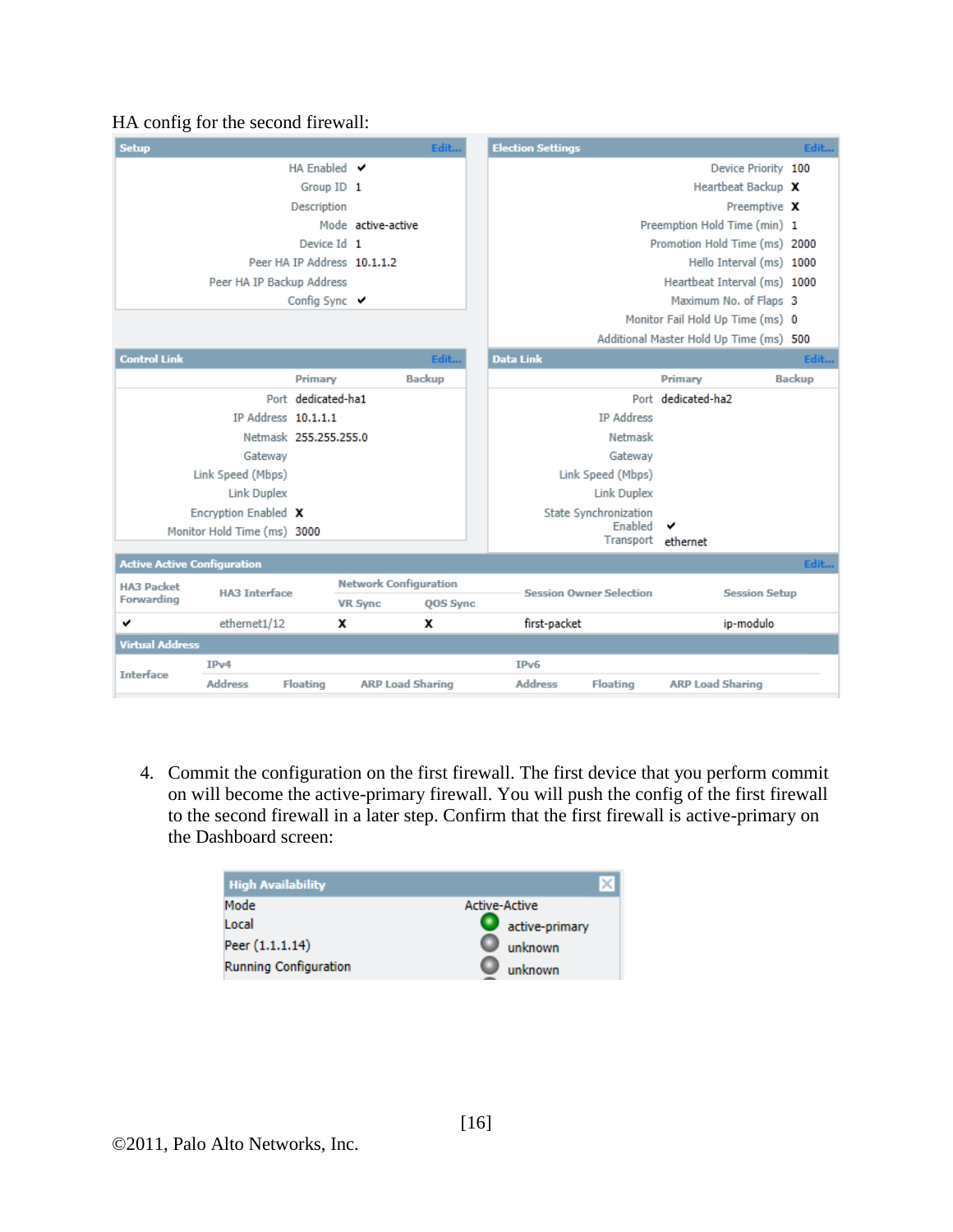HA config for the second firewall:

**Setup**

| | |
|---|---|
| HA Enabled | ✔ |
| Group ID | 1 |
| Description | |
| Mode | active-active |
| Device Id | 1 |
| Peer HA IP Address | 10.1.1.2 |
| Peer HA IP Backup Address | |
| Config Sync | ✔ |

**Election Settings**

| | |
|---|---|
| Device Priority | 100 |
| Heartbeat Backup | X |
| Preemptive | X |
| Preemption Hold Time (min) | 1 |
| Promotion Hold Time (ms) | 2000 |
| Hello Interval (ms) | 1000 |
| Heartbeat Interval (ms) | 1000 |
| Maximum No. of Flaps | 3 |
| Monitor Fail Hold Up Time (ms) | 0 |
| Additional Master Hold Up Time (ms) | 500 |

**Control Link**

| | Primary | Backup |
|---|---|---|
| Port | dedicated-ha1 | |
| IP Address | 10.1.1.1 | |
| Netmask | 255.255.255.0 | |
| Gateway | | |
| Link Speed (Mbps) | | |
| Link Duplex | | |
| Encryption Enabled | X | |
| Monitor Hold Time (ms) | 3000 | |

**Data Link**

| | Primary | Backup |
|---|---|---|
| Port | dedicated-ha2 | |
| IP Address | | |
| Netmask | | |
| Gateway | | |
| Link Speed (Mbps) | | |
| Link Duplex | | |
| State Synchronization Enabled | ✔ | |
| Transport | ethernet | |

**Active Active Configuration**

| HA3 Packet Forwarding | HA3 Interface | Network Configuration | | Session Owner Selection | Session Setup |
|---|---|---|---|---|---|
| | | VR Sync | QOS Sync | | |
| ✔ | ethernet1/12 | X | X | first-packet | ip-modulo |

**Virtual Address**

| Interface | IPv4 | | | IPv6 | | |
|---|---|---|---|---|---|---|
| | Address | Floating | ARP Load Sharing | Address | Floating | ARP Load Sharing |

4. Commit the configuration on the first firewall. The first device that you perform commit on will become the active-primary firewall. You will push the config of the first firewall to the second firewall in a later step. Confirm that the first firewall is active-primary on the Dashboard screen:

**High Availability**

| | |
|---|---|
| Mode | Active-Active |
| Local | active-primary |
| Peer (1.1.1.14) | unknown |
| Running Configuration | unknown |

©2011, Palo Alto Networks, Inc.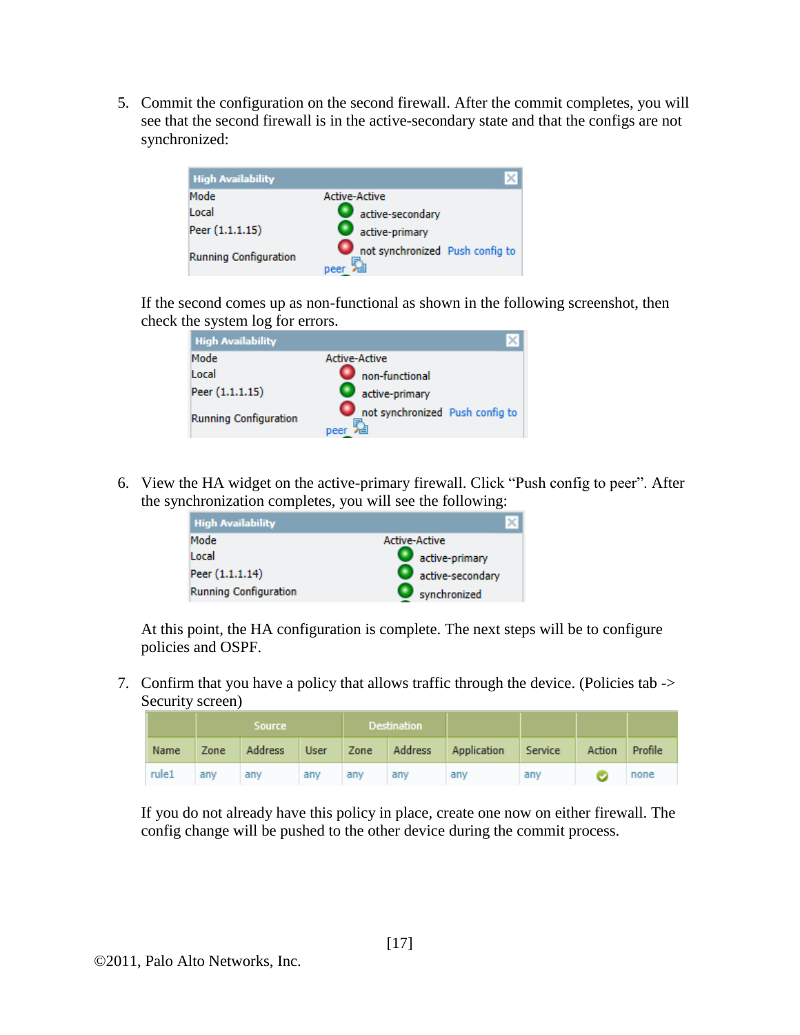5. Commit the configuration on the second firewall. After the commit completes, you will see that the second firewall is in the active-secondary state and that the configs are not synchronized:

| High Availability | |
|---|---|
| Mode | Active-Active |
| Local | active-secondary |
| Peer (1.1.1.15) | active-primary |
| Running Configuration | not synchronized Push config to peer |

   If the second comes up as non-functional as shown in the following screenshot, then check the system log for errors.

| High Availability | |
|---|---|
| Mode | Active-Active |
| Local | non-functional |
| Peer (1.1.1.15) | active-primary |
| Running Configuration | not synchronized Push config to peer |

6. View the HA widget on the active-primary firewall. Click "Push config to peer". After the synchronization completes, you will see the following:

| High Availability | |
|---|---|
| Mode | Active-Active |
| Local | active-primary |
| Peer (1.1.1.14) | active-secondary |
| Running Configuration | synchronized |

   At this point, the HA configuration is complete. The next steps will be to configure policies and OSPF.

7. Confirm that you have a policy that allows traffic through the device. (Policies tab -> Security screen)

| | Source | | | Destination | | | | | |
|---|---|---|---|---|---|---|---|---|---|
| Name | Zone | Address | User | Zone | Address | Application | Service | Action | Profile |
| rule1 | any | any | any | any | any | any | any | ✔ | none |

   If you do not already have this policy in place, create one now on either firewall. The config change will be pushed to the other device during the commit process.

©2011, Palo Alto Networks, Inc.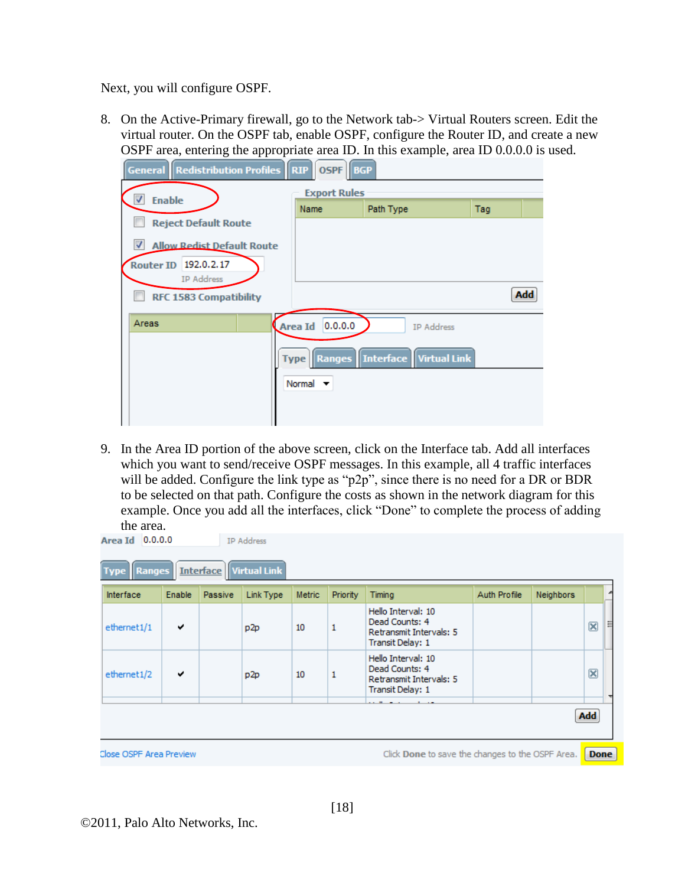Next, you will configure OSPF.

8. On the Active-Primary firewall, go to the Network tab-> Virtual Routers screen. Edit the virtual router. On the OSPF tab, enable OSPF, configure the Router ID, and create a new OSPF area, entering the appropriate area ID. In this example, area ID 0.0.0.0 is used.

General | Redistribution Profiles | RIP | OSPF | BGP

- [x] Enable
- [ ] Reject Default Route
- [x] Allow Redist Default Route

Router ID: 192.0.2.17 (IP Address)

- [ ] RFC 1583 Compatibility

Export Rules

| Name | Path Type | Tag |
|---|---|---|

Add

Areas

Area Id: 0.0.0.0 (IP Address)

Type | Ranges | Interface | Virtual Link

Normal

9. In the Area ID portion of the above screen, click on the Interface tab. Add all interfaces which you want to send/receive OSPF messages. In this example, all 4 traffic interfaces will be added. Configure the link type as "p2p", since there is no need for a DR or BDR to be selected on that path. Configure the costs as shown in the network diagram for this example. Once you add all the interfaces, click "Done" to complete the process of adding the area.

Area Id: 0.0.0.0 (IP Address)

Type | Ranges | Interface | Virtual Link

| Interface | Enable | Passive | Link Type | Metric | Priority | Timing | Auth Profile | Neighbors |
|---|---|---|---|---|---|---|---|---|
| ethernet1/1 | ✔ | | p2p | 10 | 1 | Hello Interval: 10<br>Dead Counts: 4<br>Retransmit Intervals: 5<br>Transit Delay: 1 | | |
| ethernet1/2 | ✔ | | p2p | 10 | 1 | Hello Interval: 10<br>Dead Counts: 4<br>Retransmit Intervals: 5<br>Transit Delay: 1 | | |

Add

Close OSPF Area Preview — Click Done to save the changes to the OSPF Area. Done

©2011, Palo Alto Networks, Inc.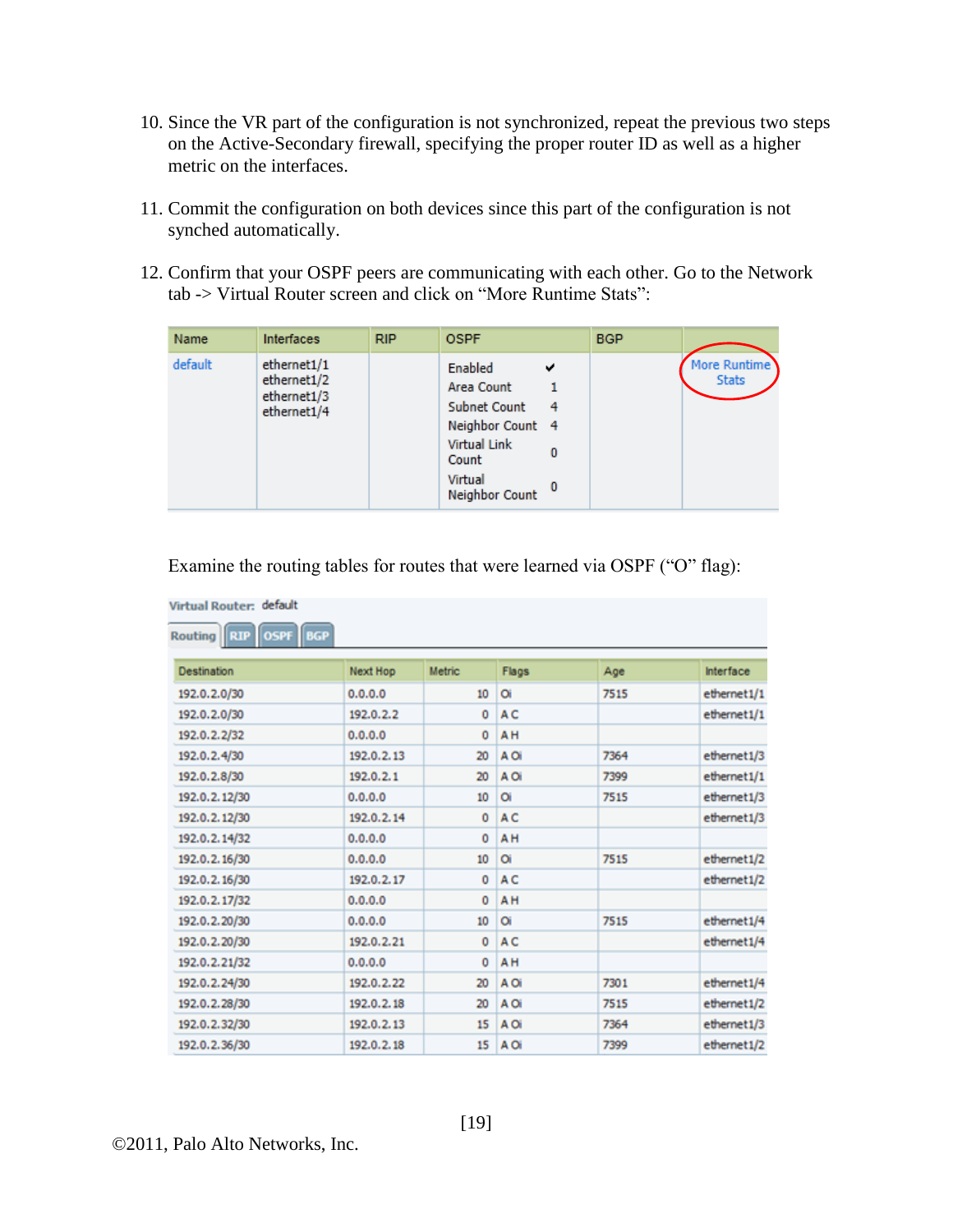10. Since the VR part of the configuration is not synchronized, repeat the previous two steps on the Active-Secondary firewall, specifying the proper router ID as well as a higher metric on the interfaces.

11. Commit the configuration on both devices since this part of the configuration is not synched automatically.

12. Confirm that your OSPF peers are communicating with each other. Go to the Network tab -> Virtual Router screen and click on "More Runtime Stats":

| Name | Interfaces | RIP | OSPF | BGP | |
|---|---|---|---|---|---|
| default | ethernet1/1<br>ethernet1/2<br>ethernet1/3<br>ethernet1/4 | | Enabled ✔<br>Area Count 1<br>Subnet Count 4<br>Neighbor Count 4<br>Virtual Link Count 0<br>Virtual Neighbor Count 0 | | More Runtime Stats |

Examine the routing tables for routes that were learned via OSPF ("O" flag):

Virtual Router: default

Routing | RIP | OSPF | BGP

| Destination | Next Hop | Metric | Flags | Age | Interface |
|---|---|---|---|---|---|
| 192.0.2.0/30 | 0.0.0.0 | 10 | Oi | 7515 | ethernet1/1 |
| 192.0.2.0/30 | 192.0.2.2 | 0 | A C | | ethernet1/1 |
| 192.0.2.2/32 | 0.0.0.0 | 0 | A H | | |
| 192.0.2.4/30 | 192.0.2.13 | 20 | A Oi | 7364 | ethernet1/3 |
| 192.0.2.8/30 | 192.0.2.1 | 20 | A Oi | 7399 | ethernet1/1 |
| 192.0.2.12/30 | 0.0.0.0 | 10 | Oi | 7515 | ethernet1/3 |
| 192.0.2.12/30 | 192.0.2.14 | 0 | A C | | ethernet1/3 |
| 192.0.2.14/32 | 0.0.0.0 | 0 | A H | | |
| 192.0.2.16/30 | 0.0.0.0 | 10 | Oi | 7515 | ethernet1/2 |
| 192.0.2.16/30 | 192.0.2.17 | 0 | A C | | ethernet1/2 |
| 192.0.2.17/32 | 0.0.0.0 | 0 | A H | | |
| 192.0.2.20/30 | 0.0.0.0 | 10 | Oi | 7515 | ethernet1/4 |
| 192.0.2.20/30 | 192.0.2.21 | 0 | A C | | ethernet1/4 |
| 192.0.2.21/32 | 0.0.0.0 | 0 | A H | | |
| 192.0.2.24/30 | 192.0.2.22 | 20 | A Oi | 7301 | ethernet1/4 |
| 192.0.2.28/30 | 192.0.2.18 | 20 | A Oi | 7515 | ethernet1/2 |
| 192.0.2.32/30 | 192.0.2.13 | 15 | A Oi | 7364 | ethernet1/3 |
| 192.0.2.36/30 | 192.0.2.18 | 15 | A Oi | 7399 | ethernet1/2 |

©2011, Palo Alto Networks, Inc.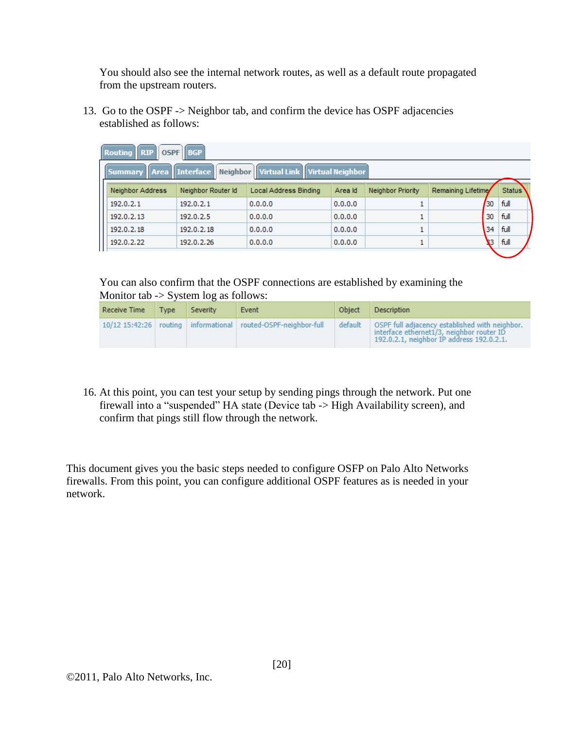You should also see the internal network routes, as well as a default route propagated from the upstream routers.

13. Go to the OSPF -> Neighbor tab, and confirm the device has OSPF adjacencies established as follows:

Routing | RIP | OSPF | BGP

Summary | Area | Interface | Neighbor | Virtual Link | Virtual Neighbor

| Neighbor Address | Neighbor Router Id | Local Address Binding | Area Id | Neighbor Priority | Remaining Lifetime | Status |
|---|---|---|---|---|---|---|
| 192.0.2.1 | 192.0.2.1 | 0.0.0.0 | 0.0.0.0 | 1 | 30 | full |
| 192.0.2.13 | 192.0.2.5 | 0.0.0.0 | 0.0.0.0 | 1 | 30 | full |
| 192.0.2.18 | 192.0.2.18 | 0.0.0.0 | 0.0.0.0 | 1 | 34 | full |
| 192.0.2.22 | 192.0.2.26 | 0.0.0.0 | 0.0.0.0 | 1 | 33 | full |

You can also confirm that the OSPF connections are established by examining the Monitor tab -> System log as follows:

| Receive Time | Type | Severity | Event | Object | Description |
|---|---|---|---|---|---|
| 10/12 15:42:26 | routing | informational | routed-OSPF-neighbor-full | default | OSPF full adjacency established with neighbor. interface ethernet1/3, neighbor router ID 192.0.2.1, neighbor IP address 192.0.2.1. |

16. At this point, you can test your setup by sending pings through the network. Put one firewall into a "suspended" HA state (Device tab -> High Availability screen), and confirm that pings still flow through the network.

This document gives you the basic steps needed to configure OSFP on Palo Alto Networks firewalls. From this point, you can configure additional OSPF features as is needed in your network.

©2011, Palo Alto Networks, Inc.